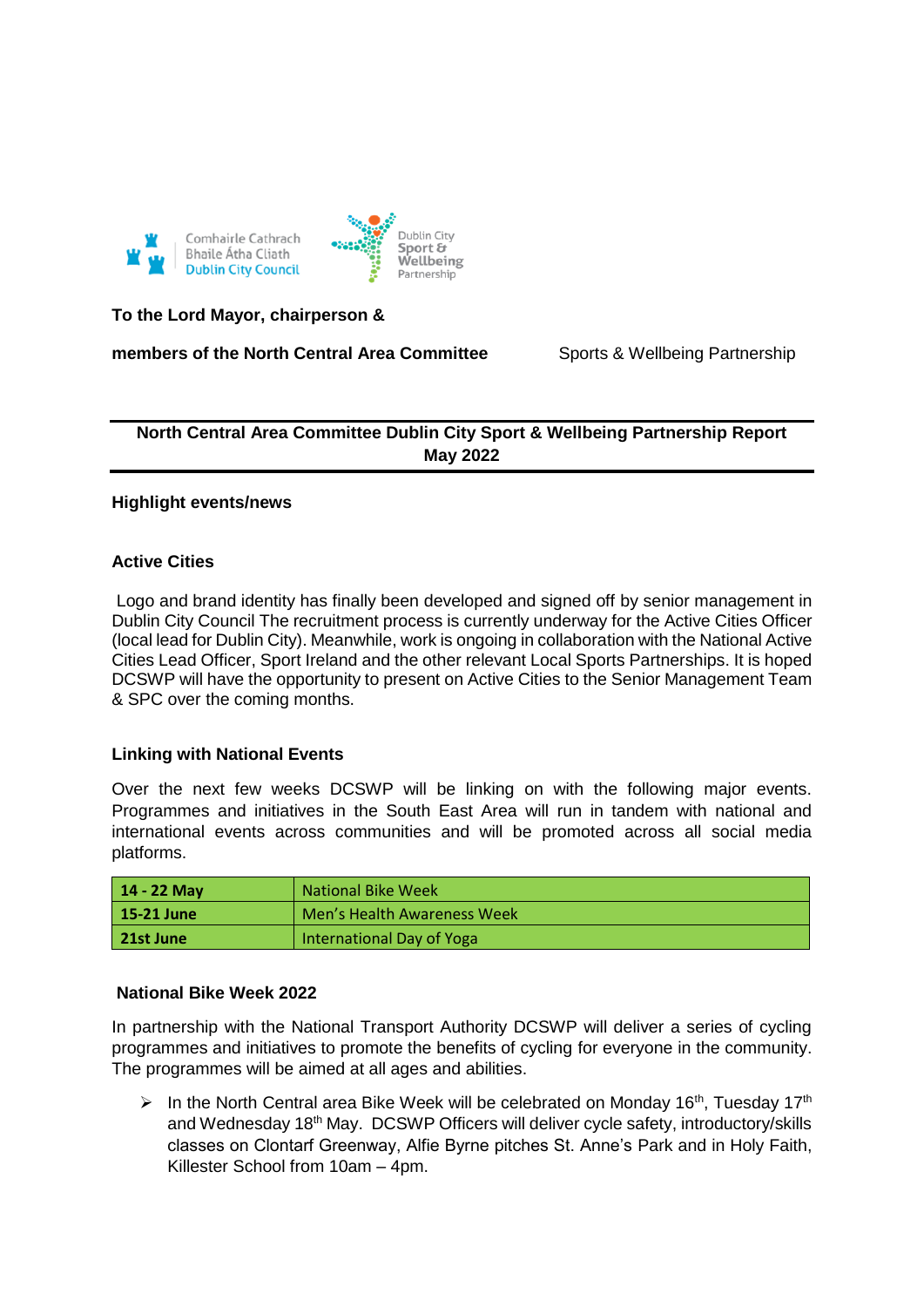Comhairle Cathrach Bhaile Átha Cliath
Dublin City Council

Dublin City Sport & Wellbeing Partnership

**To the Lord Mayor, chairperson &**

**members of the North Central Area Committee** Sports & Wellbeing Partnership

---

**North Central Area Committee Dublin City Sport & Wellbeing Partnership Report May 2022**

---

**Highlight events/news**

**Active Cities**

Logo and brand identity has finally been developed and signed off by senior management in Dublin City Council The recruitment process is currently underway for the Active Cities Officer (local lead for Dublin City). Meanwhile, work is ongoing in collaboration with the National Active Cities Lead Officer, Sport Ireland and the other relevant Local Sports Partnerships. It is hoped DCSWP will have the opportunity to present on Active Cities to the Senior Management Team & SPC over the coming months.

**Linking with National Events**

Over the next few weeks DCSWP will be linking on with the following major events. Programmes and initiatives in the South East Area will run in tandem with national and international events across communities and will be promoted across all social media platforms.

| **14 - 22 May** | National Bike Week |
|---|---|
| **15-21 June** | Men's Health Awareness Week |
| **21st June** | International Day of Yoga |

**National Bike Week 2022**

In partnership with the National Transport Authority DCSWP will deliver a series of cycling programmes and initiatives to promote the benefits of cycling for everyone in the community. The programmes will be aimed at all ages and abilities.

- In the North Central area Bike Week will be celebrated on Monday 16th, Tuesday 17th and Wednesday 18th May. DCSWP Officers will deliver cycle safety, introductory/skills classes on Clontarf Greenway, Alfie Byrne pitches St. Anne's Park and in Holy Faith, Killester School from 10am – 4pm.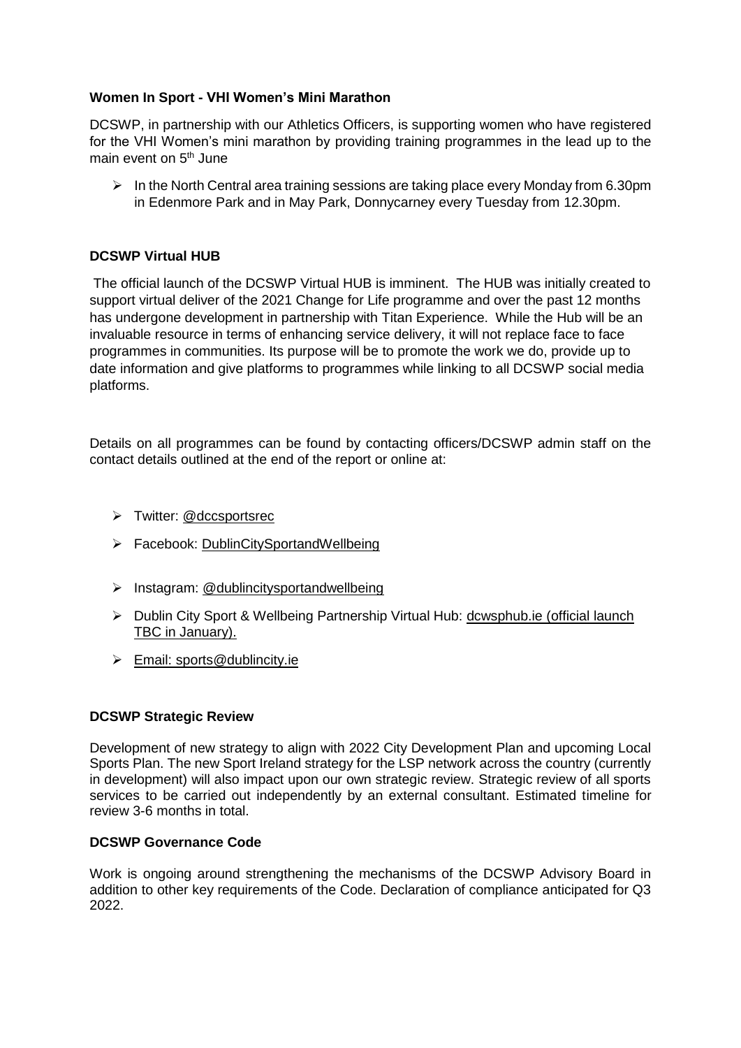**Women In Sport - VHI Women's Mini Marathon**

DCSWP, in partnership with our Athletics Officers, is supporting women who have registered for the VHI Women's mini marathon by providing training programmes in the lead up to the main event on 5th June

- In the North Central area training sessions are taking place every Monday from 6.30pm in Edenmore Park and in May Park, Donnycarney every Tuesday from 12.30pm.

**DCSWP Virtual HUB**

The official launch of the DCSWP Virtual HUB is imminent. The HUB was initially created to support virtual deliver of the 2021 Change for Life programme and over the past 12 months has undergone development in partnership with Titan Experience. While the Hub will be an invaluable resource in terms of enhancing service delivery, it will not replace face to face programmes in communities. Its purpose will be to promote the work we do, provide up to date information and give platforms to programmes while linking to all DCSWP social media platforms.

Details on all programmes can be found by contacting officers/DCSWP admin staff on the contact details outlined at the end of the report or online at:

- Twitter: @dccsportsrec
- Facebook: DublinCitySportandWellbeing
- Instagram: @dublincitysportandwellbeing
- Dublin City Sport & Wellbeing Partnership Virtual Hub: dcwsphub.ie (official launch TBC in January).
- Email: sports@dublincity.ie

**DCSWP Strategic Review**

Development of new strategy to align with 2022 City Development Plan and upcoming Local Sports Plan. The new Sport Ireland strategy for the LSP network across the country (currently in development) will also impact upon our own strategic review. Strategic review of all sports services to be carried out independently by an external consultant. Estimated timeline for review 3-6 months in total.

**DCSWP Governance Code**

Work is ongoing around strengthening the mechanisms of the DCSWP Advisory Board in addition to other key requirements of the Code. Declaration of compliance anticipated for Q3 2022.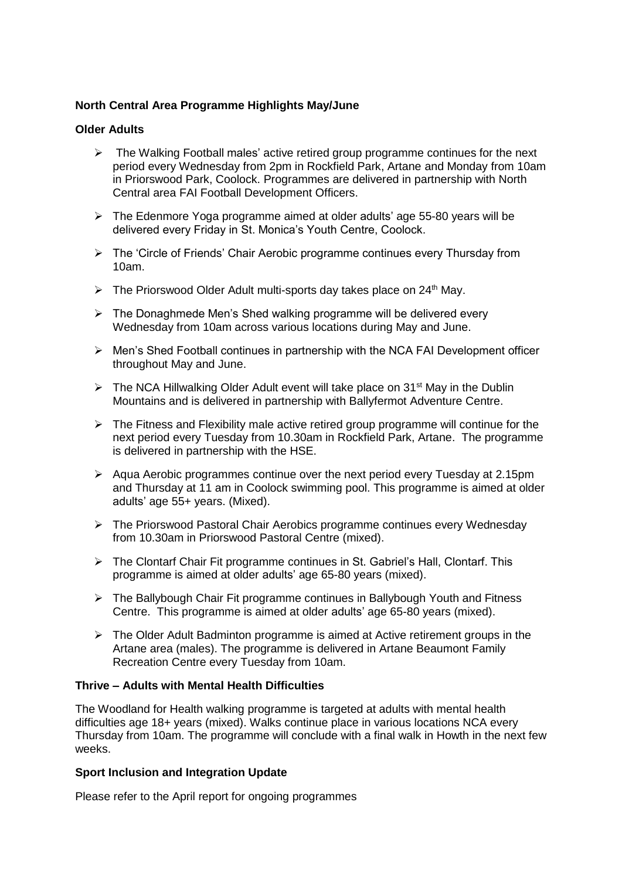**North Central Area Programme Highlights May/June**

**Older Adults**

- The Walking Football males' active retired group programme continues for the next period every Wednesday from 2pm in Rockfield Park, Artane and Monday from 10am in Priorswood Park, Coolock. Programmes are delivered in partnership with North Central area FAI Football Development Officers.
- The Edenmore Yoga programme aimed at older adults' age 55-80 years will be delivered every Friday in St. Monica's Youth Centre, Coolock.
- The 'Circle of Friends' Chair Aerobic programme continues every Thursday from 10am.
- The Priorswood Older Adult multi-sports day takes place on 24th May.
- The Donaghmede Men's Shed walking programme will be delivered every Wednesday from 10am across various locations during May and June.
- Men's Shed Football continues in partnership with the NCA FAI Development officer throughout May and June.
- The NCA Hillwalking Older Adult event will take place on 31st May in the Dublin Mountains and is delivered in partnership with Ballyfermot Adventure Centre.
- The Fitness and Flexibility male active retired group programme will continue for the next period every Tuesday from 10.30am in Rockfield Park, Artane. The programme is delivered in partnership with the HSE.
- Aqua Aerobic programmes continue over the next period every Tuesday at 2.15pm and Thursday at 11 am in Coolock swimming pool. This programme is aimed at older adults' age 55+ years. (Mixed).
- The Priorswood Pastoral Chair Aerobics programme continues every Wednesday from 10.30am in Priorswood Pastoral Centre (mixed).
- The Clontarf Chair Fit programme continues in St. Gabriel's Hall, Clontarf. This programme is aimed at older adults' age 65-80 years (mixed).
- The Ballybough Chair Fit programme continues in Ballybough Youth and Fitness Centre. This programme is aimed at older adults' age 65-80 years (mixed).
- The Older Adult Badminton programme is aimed at Active retirement groups in the Artane area (males). The programme is delivered in Artane Beaumont Family Recreation Centre every Tuesday from 10am.

**Thrive – Adults with Mental Health Difficulties**

The Woodland for Health walking programme is targeted at adults with mental health difficulties age 18+ years (mixed). Walks continue place in various locations NCA every Thursday from 10am. The programme will conclude with a final walk in Howth in the next few weeks.

**Sport Inclusion and Integration Update**

Please refer to the April report for ongoing programmes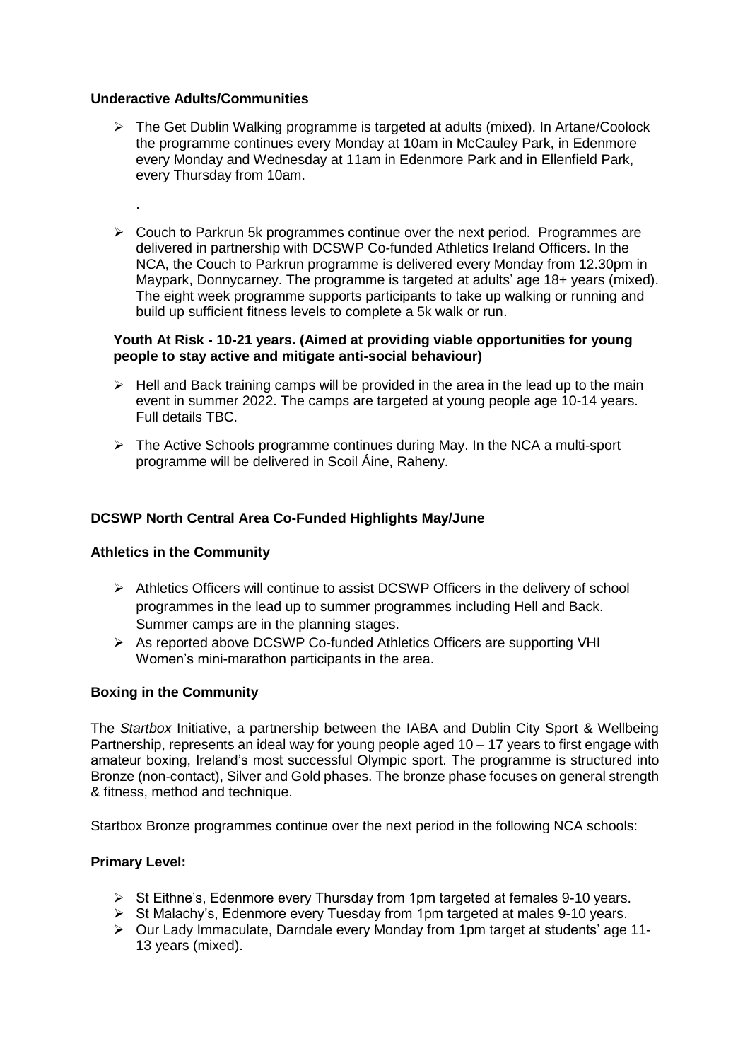**Underactive Adults/Communities**

- The Get Dublin Walking programme is targeted at adults (mixed). In Artane/Coolock the programme continues every Monday at 10am in McCauley Park, in Edenmore every Monday and Wednesday at 11am in Edenmore Park and in Ellenfield Park, every Thursday from 10am.

.

- Couch to Parkrun 5k programmes continue over the next period. Programmes are delivered in partnership with DCSWP Co-funded Athletics Ireland Officers. In the NCA, the Couch to Parkrun programme is delivered every Monday from 12.30pm in Maypark, Donnycarney. The programme is targeted at adults' age 18+ years (mixed). The eight week programme supports participants to take up walking or running and build up sufficient fitness levels to complete a 5k walk or run.

**Youth At Risk - 10-21 years. (Aimed at providing viable opportunities for young people to stay active and mitigate anti-social behaviour)**

- Hell and Back training camps will be provided in the area in the lead up to the main event in summer 2022. The camps are targeted at young people age 10-14 years. Full details TBC.
- The Active Schools programme continues during May. In the NCA a multi-sport programme will be delivered in Scoil Áine, Raheny.

**DCSWP North Central Area Co-Funded Highlights May/June**

**Athletics in the Community**

- Athletics Officers will continue to assist DCSWP Officers in the delivery of school programmes in the lead up to summer programmes including Hell and Back. Summer camps are in the planning stages.
- As reported above DCSWP Co-funded Athletics Officers are supporting VHI Women's mini-marathon participants in the area.

**Boxing in the Community**

The *Startbox* Initiative, a partnership between the IABA and Dublin City Sport & Wellbeing Partnership, represents an ideal way for young people aged 10 – 17 years to first engage with amateur boxing, Ireland's most successful Olympic sport. The programme is structured into Bronze (non-contact), Silver and Gold phases. The bronze phase focuses on general strength & fitness, method and technique.

Startbox Bronze programmes continue over the next period in the following NCA schools:

**Primary Level:**

- St Eithne's, Edenmore every Thursday from 1pm targeted at females 9-10 years.
- St Malachy's, Edenmore every Tuesday from 1pm targeted at males 9-10 years.
- Our Lady Immaculate, Darndale every Monday from 1pm target at students' age 11-13 years (mixed).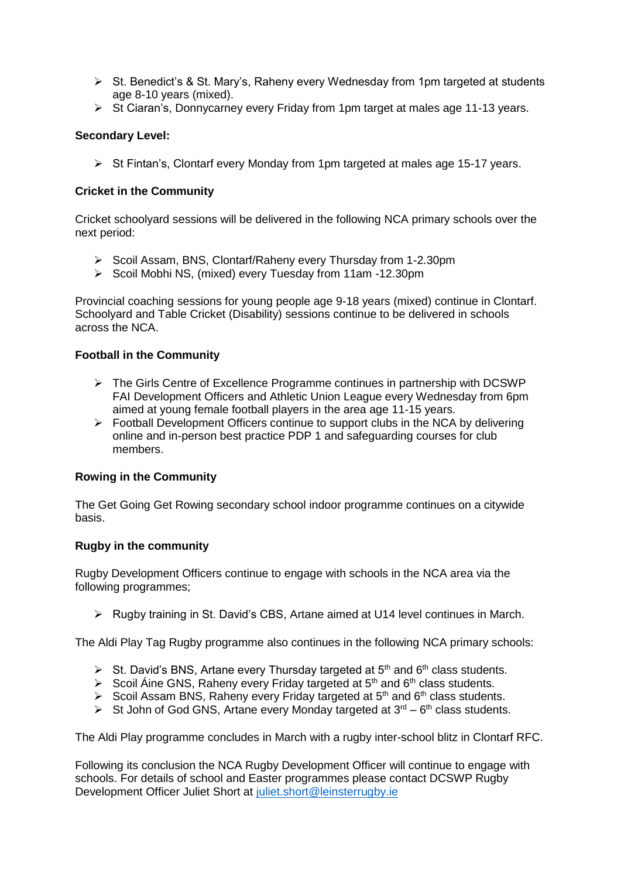- St. Benedict's & St. Mary's, Raheny every Wednesday from 1pm targeted at students age 8-10 years (mixed).
- St Ciaran's, Donnycarney every Friday from 1pm target at males age 11-13 years.

**Secondary Level:**

- St Fintan's, Clontarf every Monday from 1pm targeted at males age 15-17 years.

**Cricket in the Community**

Cricket schoolyard sessions will be delivered in the following NCA primary schools over the next period:

- Scoil Assam, BNS, Clontarf/Raheny every Thursday from 1-2.30pm
- Scoil Mobhi NS, (mixed) every Tuesday from 11am -12.30pm

Provincial coaching sessions for young people age 9-18 years (mixed) continue in Clontarf. Schoolyard and Table Cricket (Disability) sessions continue to be delivered in schools across the NCA.

**Football in the Community**

- The Girls Centre of Excellence Programme continues in partnership with DCSWP FAI Development Officers and Athletic Union League every Wednesday from 6pm aimed at young female football players in the area age 11-15 years.
- Football Development Officers continue to support clubs in the NCA by delivering online and in-person best practice PDP 1 and safeguarding courses for club members.

**Rowing in the Community**

The Get Going Get Rowing secondary school indoor programme continues on a citywide basis.

**Rugby in the community**

Rugby Development Officers continue to engage with schools in the NCA area via the following programmes;

- Rugby training in St. David's CBS, Artane aimed at U14 level continues in March.

The Aldi Play Tag Rugby programme also continues in the following NCA primary schools:

- St. David's BNS, Artane every Thursday targeted at 5th and 6th class students.
- Scoil Áine GNS, Raheny every Friday targeted at 5th and 6th class students.
- Scoil Assam BNS, Raheny every Friday targeted at 5th and 6th class students.
- St John of God GNS, Artane every Monday targeted at 3rd – 6th class students.

The Aldi Play programme concludes in March with a rugby inter-school blitz in Clontarf RFC.

Following its conclusion the NCA Rugby Development Officer will continue to engage with schools. For details of school and Easter programmes please contact DCSWP Rugby Development Officer Juliet Short at juliet.short@leinsterrugby.ie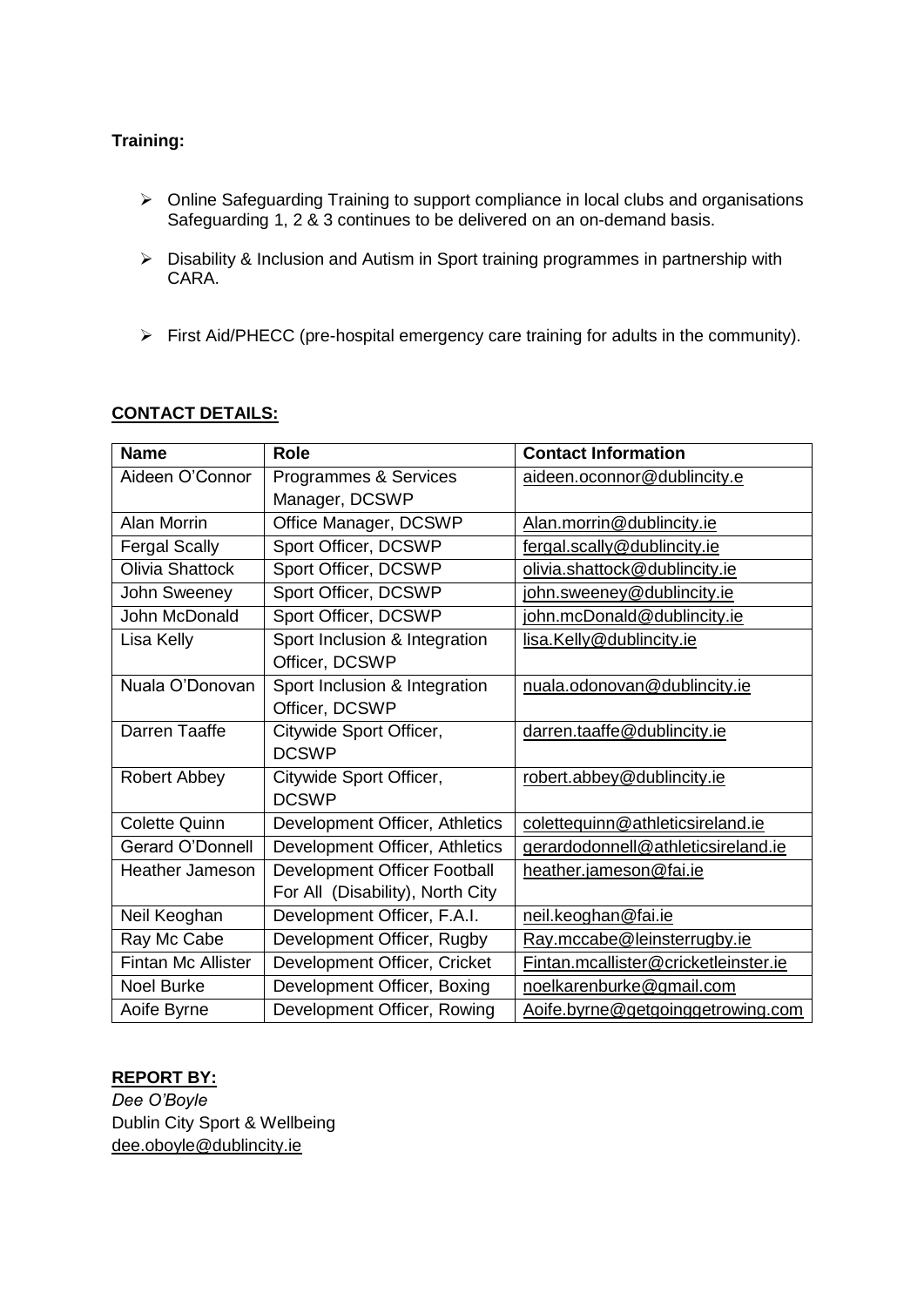**Training:**

- Online Safeguarding Training to support compliance in local clubs and organisations Safeguarding 1, 2 & 3 continues to be delivered on an on-demand basis.
- Disability & Inclusion and Autism in Sport training programmes in partnership with CARA.
- First Aid/PHECC (pre-hospital emergency care training for adults in the community).

**CONTACT DETAILS:**

| Name | Role | Contact Information |
|---|---|---|
| Aideen O'Connor | Programmes & Services Manager, DCSWP | aideen.oconnor@dublincity.e |
| Alan Morrin | Office Manager, DCSWP | Alan.morrin@dublincity.ie |
| Fergal Scally | Sport Officer, DCSWP | fergal.scally@dublincity.ie |
| Olivia Shattock | Sport Officer, DCSWP | olivia.shattock@dublincity.ie |
| John Sweeney | Sport Officer, DCSWP | john.sweeney@dublincity.ie |
| John McDonald | Sport Officer, DCSWP | john.mcDonald@dublincity.ie |
| Lisa Kelly | Sport Inclusion & Integration Officer, DCSWP | lisa.Kelly@dublincity.ie |
| Nuala O'Donovan | Sport Inclusion & Integration Officer, DCSWP | nuala.odonovan@dublincity.ie |
| Darren Taaffe | Citywide Sport Officer, DCSWP | darren.taaffe@dublincity.ie |
| Robert Abbey | Citywide Sport Officer, DCSWP | robert.abbey@dublincity.ie |
| Colette Quinn | Development Officer, Athletics | colettequinn@athleticsireland.ie |
| Gerard O'Donnell | Development Officer, Athletics | gerardodonnell@athleticsireland.ie |
| Heather Jameson | Development Officer Football For All (Disability), North City | heather.jameson@fai.ie |
| Neil Keoghan | Development Officer, F.A.I. | neil.keoghan@fai.ie |
| Ray Mc Cabe | Development Officer, Rugby | Ray.mccabe@leinsterrugby.ie |
| Fintan Mc Allister | Development Officer, Cricket | Fintan.mcallister@cricketleinster.ie |
| Noel Burke | Development Officer, Boxing | noelkarenburke@gmail.com |
| Aoife Byrne | Development Officer, Rowing | Aoife.byrne@getgoinggetrowing.com |

**REPORT BY:**

*Dee O'Boyle*
Dublin City Sport & Wellbeing
dee.oboyle@dublincity.ie